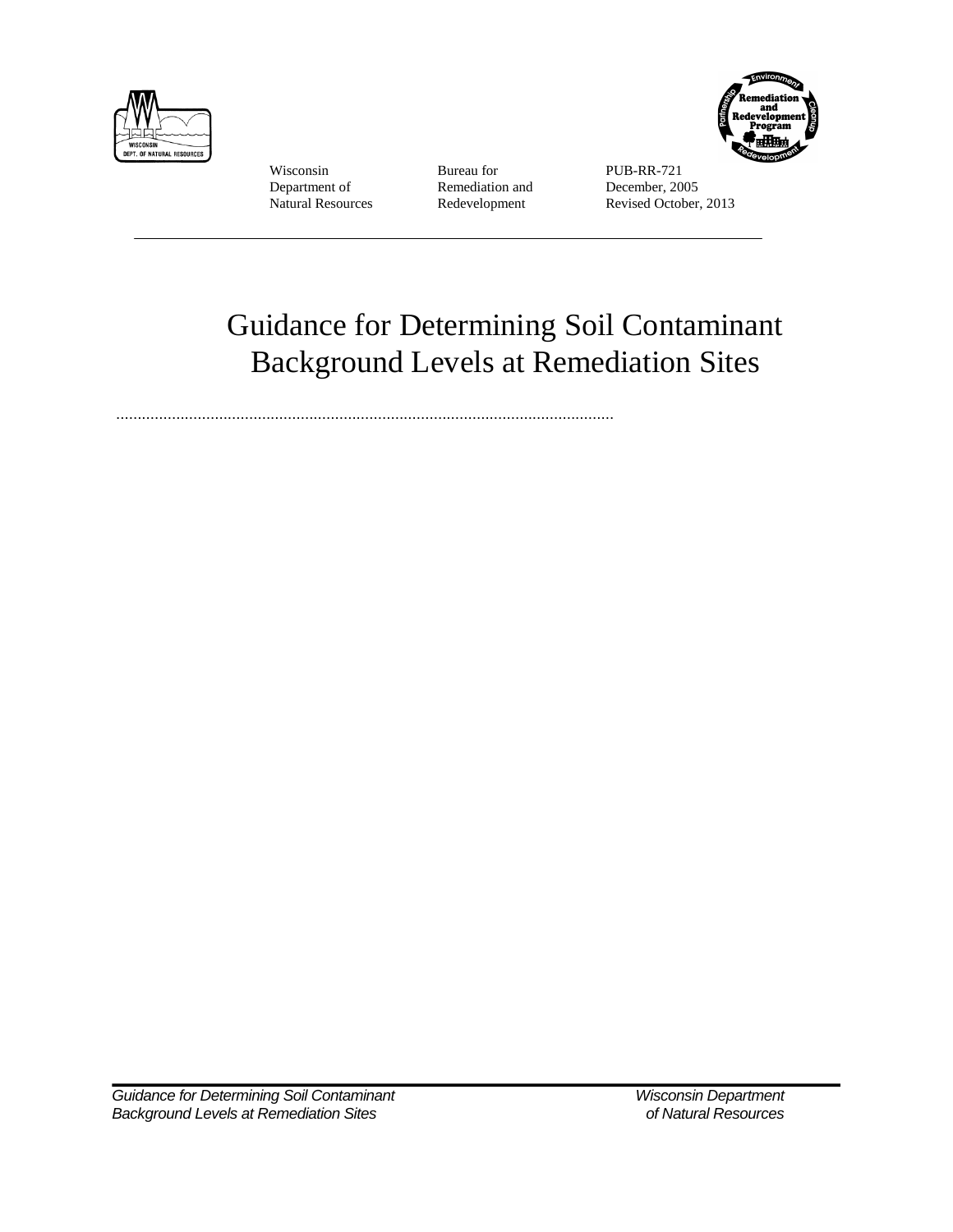Wisconsin Department of Natural Resources

Bureau for Remediation and Redevelopment

PUB-RR-721
December, 2005
Revised October, 2013

# Guidance for Determining Soil Contaminant Background Levels at Remediation Sites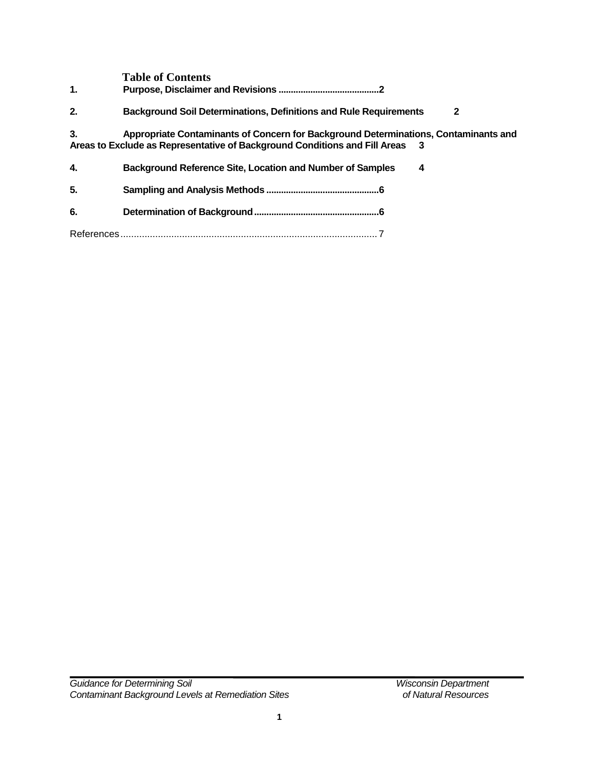## Table of Contents

1. **Purpose, Disclaimer and Revisions .........................................2**

2. **Background Soil Determinations, Definitions and Rule Requirements 2**

3. **Appropriate Contaminants of Concern for Background Determinations, Contaminants and Areas to Exclude as Representative of Background Conditions and Fill Areas 3**

4. **Background Reference Site, Location and Number of Samples 4**

5. **Sampling and Analysis Methods .............................................6**

6. **Determination of Background..................................................6**

References................................................................................................ 7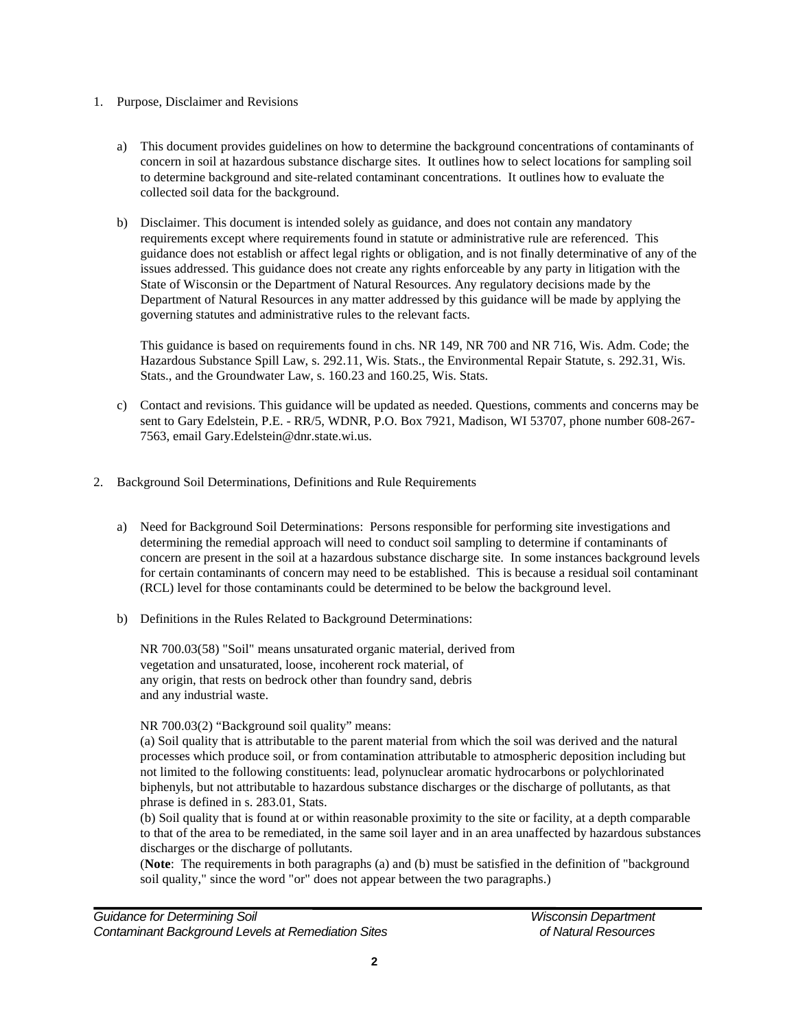1. Purpose, Disclaimer and Revisions

   a) This document provides guidelines on how to determine the background concentrations of contaminants of concern in soil at hazardous substance discharge sites. It outlines how to select locations for sampling soil to determine background and site-related contaminant concentrations. It outlines how to evaluate the collected soil data for the background.

   b) Disclaimer. This document is intended solely as guidance, and does not contain any mandatory requirements except where requirements found in statute or administrative rule are referenced. This guidance does not establish or affect legal rights or obligation, and is not finally determinative of any of the issues addressed. This guidance does not create any rights enforceable by any party in litigation with the State of Wisconsin or the Department of Natural Resources. Any regulatory decisions made by the Department of Natural Resources in any matter addressed by this guidance will be made by applying the governing statutes and administrative rules to the relevant facts.

      This guidance is based on requirements found in chs. NR 149, NR 700 and NR 716, Wis. Adm. Code; the Hazardous Substance Spill Law, s. 292.11, Wis. Stats., the Environmental Repair Statute, s. 292.31, Wis. Stats., and the Groundwater Law, s. 160.23 and 160.25, Wis. Stats.

   c) Contact and revisions. This guidance will be updated as needed. Questions, comments and concerns may be sent to Gary Edelstein, P.E. - RR/5, WDNR, P.O. Box 7921, Madison, WI 53707, phone number 608-267-7563, email Gary.Edelstein@dnr.state.wi.us.

2. Background Soil Determinations, Definitions and Rule Requirements

   a) Need for Background Soil Determinations: Persons responsible for performing site investigations and determining the remedial approach will need to conduct soil sampling to determine if contaminants of concern are present in the soil at a hazardous substance discharge site. In some instances background levels for certain contaminants of concern may need to be established. This is because a residual soil contaminant (RCL) level for those contaminants could be determined to be below the background level.

   b) Definitions in the Rules Related to Background Determinations:

      NR 700.03(58) "Soil" means unsaturated organic material, derived from vegetation and unsaturated, loose, incoherent rock material, of any origin, that rests on bedrock other than foundry sand, debris and any industrial waste.

      NR 700.03(2) "Background soil quality" means:
      (a) Soil quality that is attributable to the parent material from which the soil was derived and the natural processes which produce soil, or from contamination attributable to atmospheric deposition including but not limited to the following constituents: lead, polynuclear aromatic hydrocarbons or polychlorinated biphenyls, but not attributable to hazardous substance discharges or the discharge of pollutants, as that phrase is defined in s. 283.01, Stats.
      (b) Soil quality that is found at or within reasonable proximity to the site or facility, at a depth comparable to that of the area to be remediated, in the same soil layer and in an area unaffected by hazardous substances discharges or the discharge of pollutants.
      (**Note**: The requirements in both paragraphs (a) and (b) must be satisfied in the definition of "background soil quality," since the word "or" does not appear between the two paragraphs.)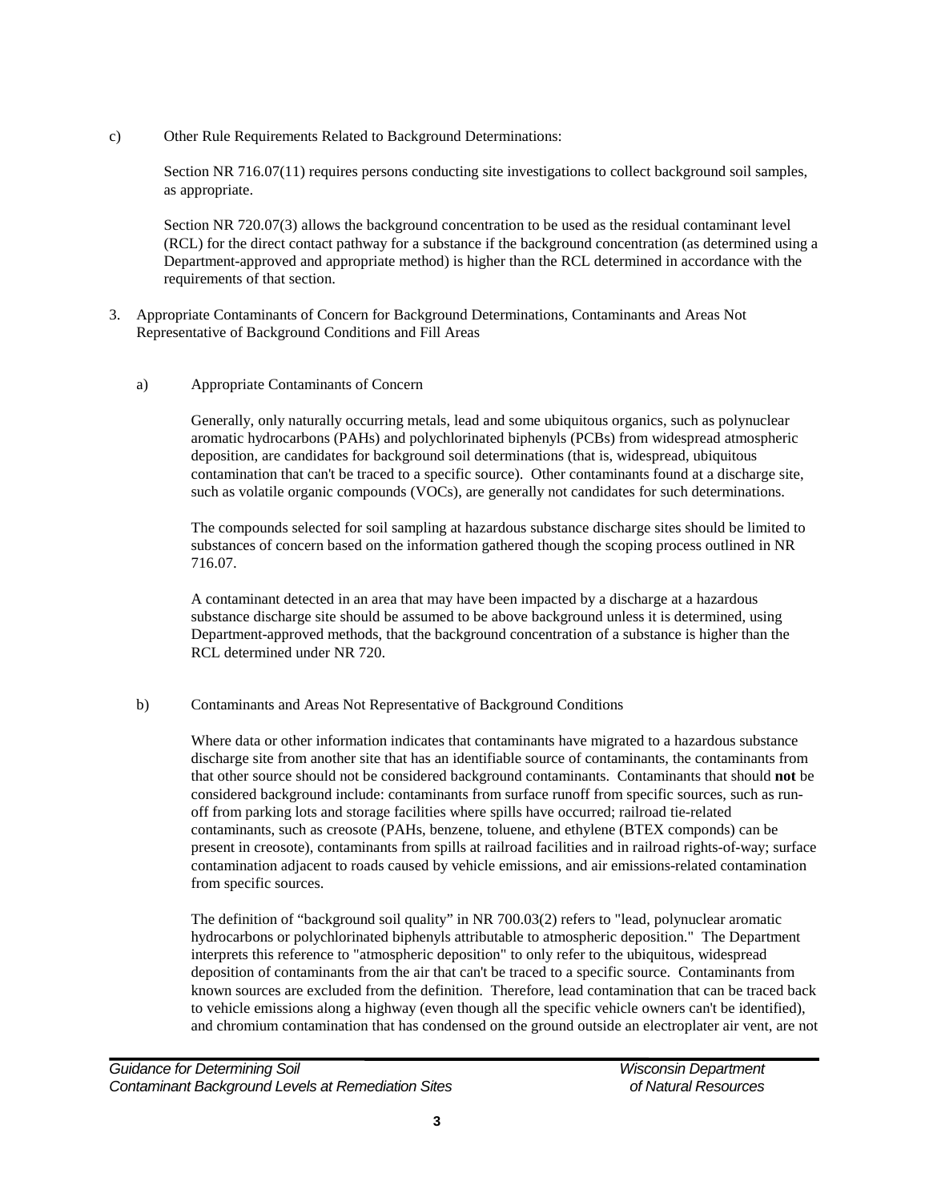c) Other Rule Requirements Related to Background Determinations:

Section NR 716.07(11) requires persons conducting site investigations to collect background soil samples, as appropriate.

Section NR 720.07(3) allows the background concentration to be used as the residual contaminant level (RCL) for the direct contact pathway for a substance if the background concentration (as determined using a Department-approved and appropriate method) is higher than the RCL determined in accordance with the requirements of that section.

3. Appropriate Contaminants of Concern for Background Determinations, Contaminants and Areas Not Representative of Background Conditions and Fill Areas

a) Appropriate Contaminants of Concern

Generally, only naturally occurring metals, lead and some ubiquitous organics, such as polynuclear aromatic hydrocarbons (PAHs) and polychlorinated biphenyls (PCBs) from widespread atmospheric deposition, are candidates for background soil determinations (that is, widespread, ubiquitous contamination that can't be traced to a specific source). Other contaminants found at a discharge site, such as volatile organic compounds (VOCs), are generally not candidates for such determinations.

The compounds selected for soil sampling at hazardous substance discharge sites should be limited to substances of concern based on the information gathered though the scoping process outlined in NR 716.07.

A contaminant detected in an area that may have been impacted by a discharge at a hazardous substance discharge site should be assumed to be above background unless it is determined, using Department-approved methods, that the background concentration of a substance is higher than the RCL determined under NR 720.

b) Contaminants and Areas Not Representative of Background Conditions

Where data or other information indicates that contaminants have migrated to a hazardous substance discharge site from another site that has an identifiable source of contaminants, the contaminants from that other source should not be considered background contaminants. Contaminants that should **not** be considered background include: contaminants from surface runoff from specific sources, such as run-off from parking lots and storage facilities where spills have occurred; railroad tie-related contaminants, such as creosote (PAHs, benzene, toluene, and ethylene (BTEX componds) can be present in creosote), contaminants from spills at railroad facilities and in railroad rights-of-way; surface contamination adjacent to roads caused by vehicle emissions, and air emissions-related contamination from specific sources.

The definition of "background soil quality" in NR 700.03(2) refers to "lead, polynuclear aromatic hydrocarbons or polychlorinated biphenyls attributable to atmospheric deposition." The Department interprets this reference to "atmospheric deposition" to only refer to the ubiquitous, widespread deposition of contaminants from the air that can't be traced to a specific source. Contaminants from known sources are excluded from the definition. Therefore, lead contamination that can be traced back to vehicle emissions along a highway (even though all the specific vehicle owners can't be identified), and chromium contamination that has condensed on the ground outside an electroplater air vent, are not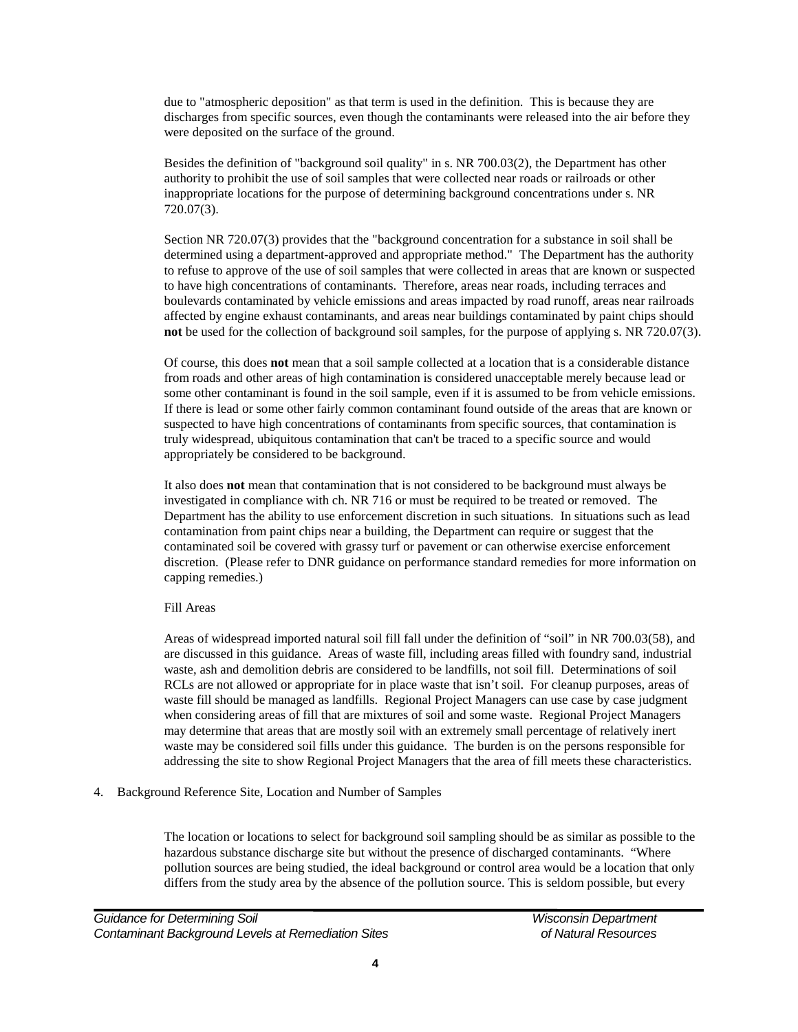due to "atmospheric deposition" as that term is used in the definition. This is because they are discharges from specific sources, even though the contaminants were released into the air before they were deposited on the surface of the ground.

Besides the definition of "background soil quality" in s. NR 700.03(2), the Department has other authority to prohibit the use of soil samples that were collected near roads or railroads or other inappropriate locations for the purpose of determining background concentrations under s. NR 720.07(3).

Section NR 720.07(3) provides that the "background concentration for a substance in soil shall be determined using a department-approved and appropriate method." The Department has the authority to refuse to approve of the use of soil samples that were collected in areas that are known or suspected to have high concentrations of contaminants. Therefore, areas near roads, including terraces and boulevards contaminated by vehicle emissions and areas impacted by road runoff, areas near railroads affected by engine exhaust contaminants, and areas near buildings contaminated by paint chips should **not** be used for the collection of background soil samples, for the purpose of applying s. NR 720.07(3).

Of course, this does **not** mean that a soil sample collected at a location that is a considerable distance from roads and other areas of high contamination is considered unacceptable merely because lead or some other contaminant is found in the soil sample, even if it is assumed to be from vehicle emissions. If there is lead or some other fairly common contaminant found outside of the areas that are known or suspected to have high concentrations of contaminants from specific sources, that contamination is truly widespread, ubiquitous contamination that can't be traced to a specific source and would appropriately be considered to be background.

It also does **not** mean that contamination that is not considered to be background must always be investigated in compliance with ch. NR 716 or must be required to be treated or removed. The Department has the ability to use enforcement discretion in such situations. In situations such as lead contamination from paint chips near a building, the Department can require or suggest that the contaminated soil be covered with grassy turf or pavement or can otherwise exercise enforcement discretion. (Please refer to DNR guidance on performance standard remedies for more information on capping remedies.)

Fill Areas

Areas of widespread imported natural soil fill fall under the definition of "soil" in NR 700.03(58), and are discussed in this guidance. Areas of waste fill, including areas filled with foundry sand, industrial waste, ash and demolition debris are considered to be landfills, not soil fill. Determinations of soil RCLs are not allowed or appropriate for in place waste that isn't soil. For cleanup purposes, areas of waste fill should be managed as landfills. Regional Project Managers can use case by case judgment when considering areas of fill that are mixtures of soil and some waste. Regional Project Managers may determine that areas that are mostly soil with an extremely small percentage of relatively inert waste may be considered soil fills under this guidance. The burden is on the persons responsible for addressing the site to show Regional Project Managers that the area of fill meets these characteristics.

4. Background Reference Site, Location and Number of Samples

The location or locations to select for background soil sampling should be as similar as possible to the hazardous substance discharge site but without the presence of discharged contaminants. "Where pollution sources are being studied, the ideal background or control area would be a location that only differs from the study area by the absence of the pollution source. This is seldom possible, but every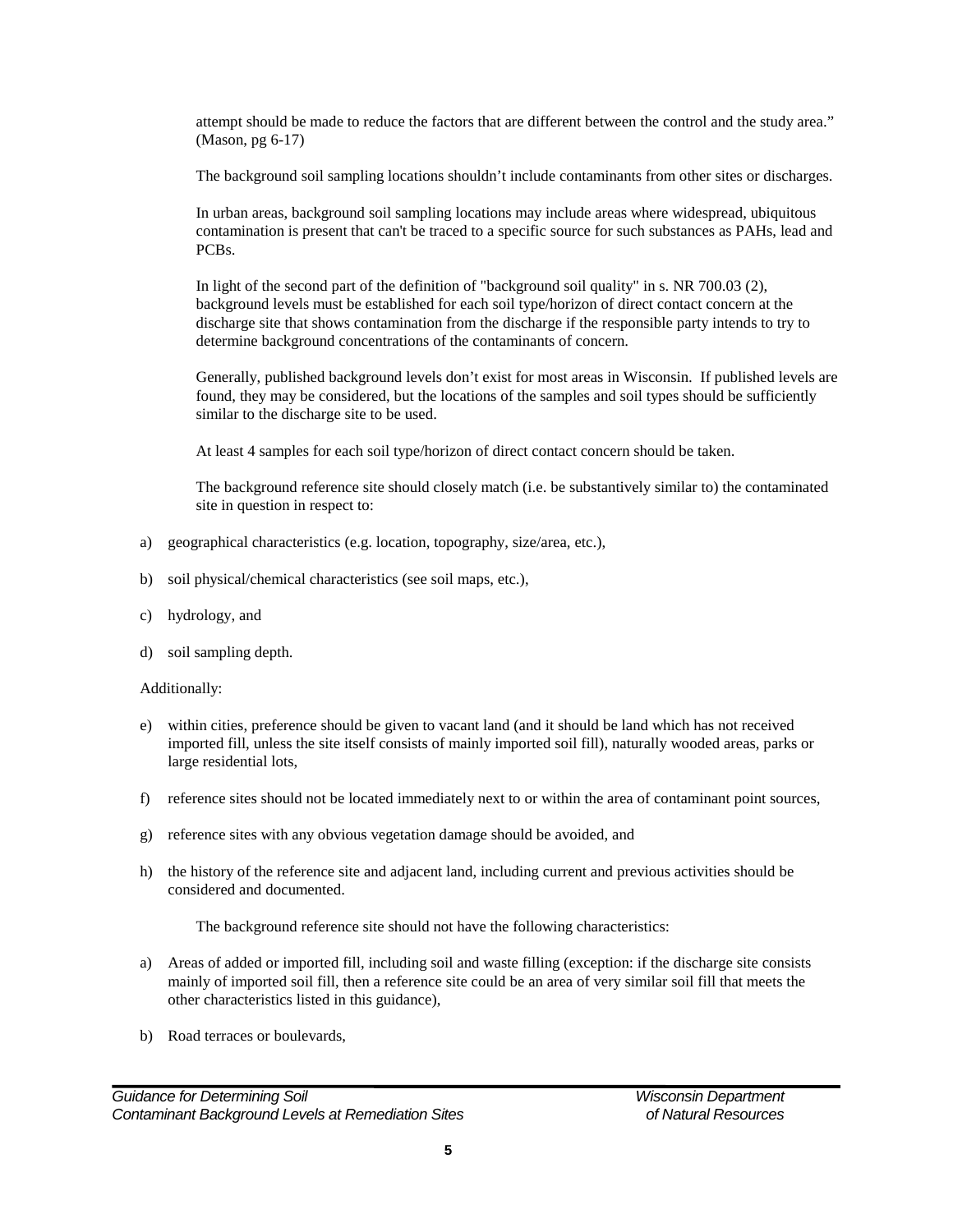attempt should be made to reduce the factors that are different between the control and the study area." (Mason, pg 6-17)

The background soil sampling locations shouldn't include contaminants from other sites or discharges.

In urban areas, background soil sampling locations may include areas where widespread, ubiquitous contamination is present that can't be traced to a specific source for such substances as PAHs, lead and PCBs.

In light of the second part of the definition of "background soil quality" in s. NR 700.03 (2), background levels must be established for each soil type/horizon of direct contact concern at the discharge site that shows contamination from the discharge if the responsible party intends to try to determine background concentrations of the contaminants of concern.

Generally, published background levels don't exist for most areas in Wisconsin. If published levels are found, they may be considered, but the locations of the samples and soil types should be sufficiently similar to the discharge site to be used.

At least 4 samples for each soil type/horizon of direct contact concern should be taken.

The background reference site should closely match (i.e. be substantively similar to) the contaminated site in question in respect to:

a) geographical characteristics (e.g. location, topography, size/area, etc.),

b) soil physical/chemical characteristics (see soil maps, etc.),

c) hydrology, and

d) soil sampling depth.

Additionally:

e) within cities, preference should be given to vacant land (and it should be land which has not received imported fill, unless the site itself consists of mainly imported soil fill), naturally wooded areas, parks or large residential lots,

f) reference sites should not be located immediately next to or within the area of contaminant point sources,

g) reference sites with any obvious vegetation damage should be avoided, and

h) the history of the reference site and adjacent land, including current and previous activities should be considered and documented.

The background reference site should not have the following characteristics:

a) Areas of added or imported fill, including soil and waste filling (exception: if the discharge site consists mainly of imported soil fill, then a reference site could be an area of very similar soil fill that meets the other characteristics listed in this guidance),

b) Road terraces or boulevards,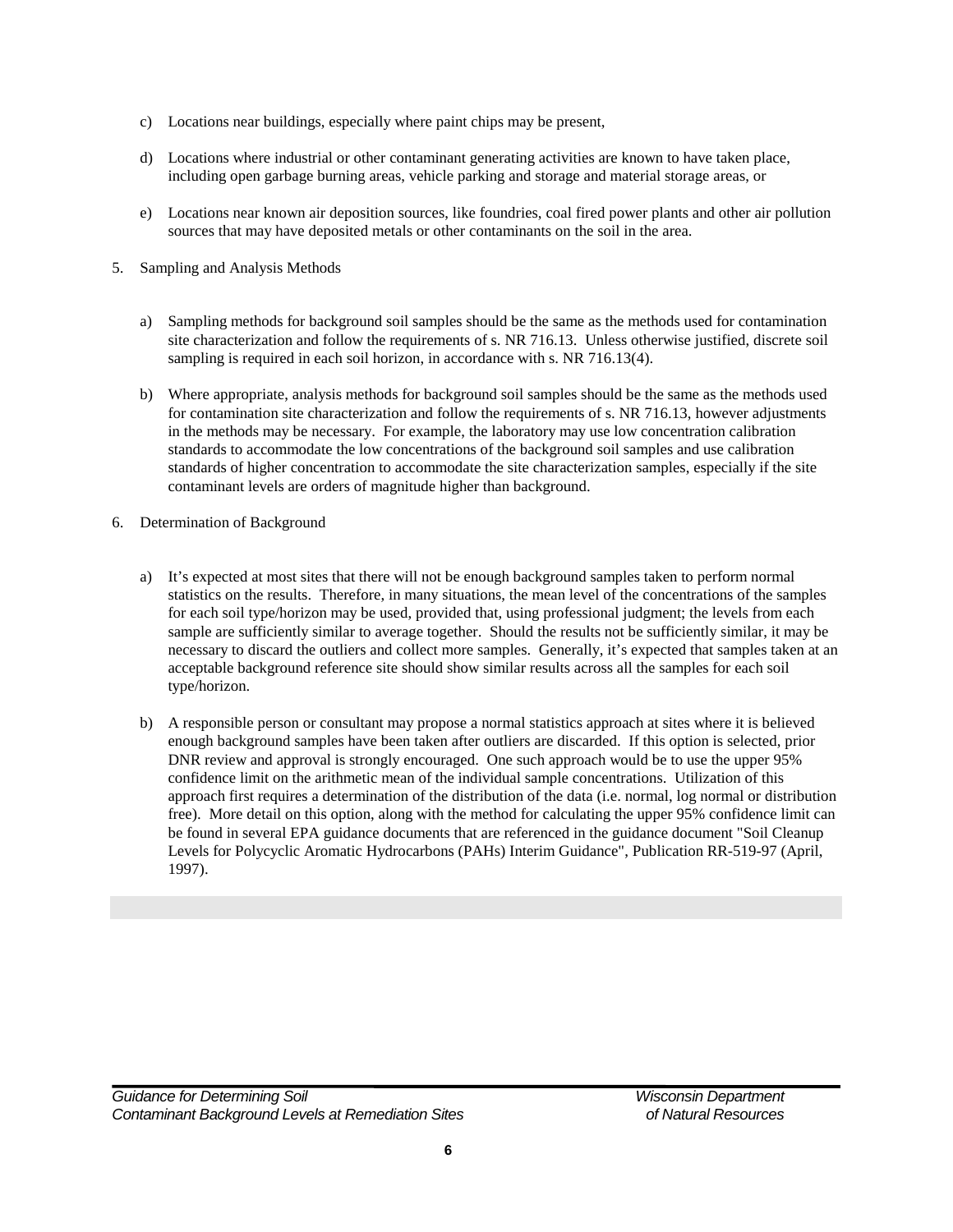c) Locations near buildings, especially where paint chips may be present,

d) Locations where industrial or other contaminant generating activities are known to have taken place, including open garbage burning areas, vehicle parking and storage and material storage areas, or

e) Locations near known air deposition sources, like foundries, coal fired power plants and other air pollution sources that may have deposited metals or other contaminants on the soil in the area.

5. Sampling and Analysis Methods

   a) Sampling methods for background soil samples should be the same as the methods used for contamination site characterization and follow the requirements of s. NR 716.13. Unless otherwise justified, discrete soil sampling is required in each soil horizon, in accordance with s. NR 716.13(4).

   b) Where appropriate, analysis methods for background soil samples should be the same as the methods used for contamination site characterization and follow the requirements of s. NR 716.13, however adjustments in the methods may be necessary. For example, the laboratory may use low concentration calibration standards to accommodate the low concentrations of the background soil samples and use calibration standards of higher concentration to accommodate the site characterization samples, especially if the site contaminant levels are orders of magnitude higher than background.

6. Determination of Background

   a) It's expected at most sites that there will not be enough background samples taken to perform normal statistics on the results. Therefore, in many situations, the mean level of the concentrations of the samples for each soil type/horizon may be used, provided that, using professional judgment; the levels from each sample are sufficiently similar to average together. Should the results not be sufficiently similar, it may be necessary to discard the outliers and collect more samples. Generally, it's expected that samples taken at an acceptable background reference site should show similar results across all the samples for each soil type/horizon.

   b) A responsible person or consultant may propose a normal statistics approach at sites where it is believed enough background samples have been taken after outliers are discarded. If this option is selected, prior DNR review and approval is strongly encouraged. One such approach would be to use the upper 95% confidence limit on the arithmetic mean of the individual sample concentrations. Utilization of this approach first requires a determination of the distribution of the data (i.e. normal, log normal or distribution free). More detail on this option, along with the method for calculating the upper 95% confidence limit can be found in several EPA guidance documents that are referenced in the guidance document "Soil Cleanup Levels for Polycyclic Aromatic Hydrocarbons (PAHs) Interim Guidance", Publication RR-519-97 (April, 1997).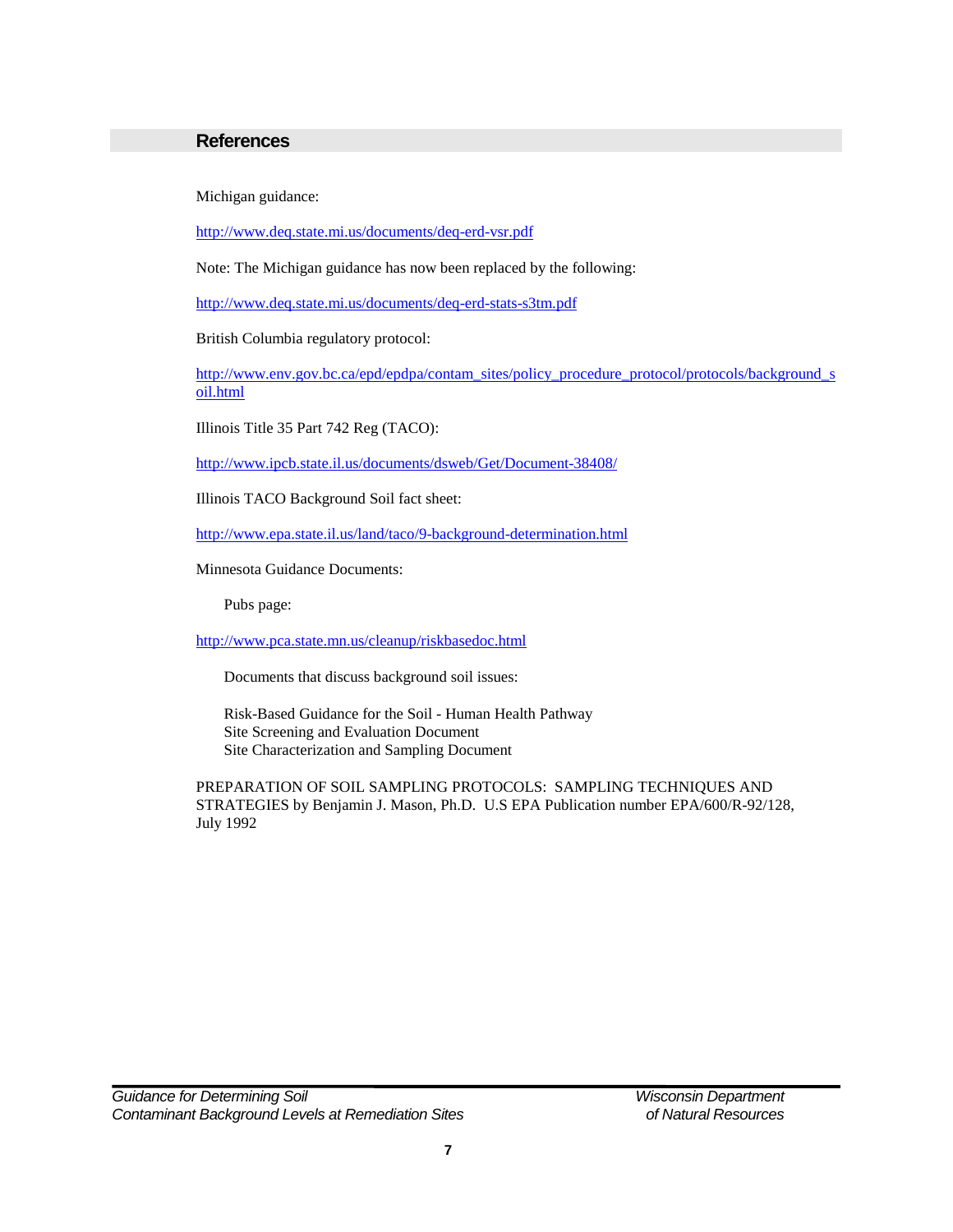## References

Michigan guidance:

http://www.deq.state.mi.us/documents/deq-erd-vsr.pdf

Note: The Michigan guidance has now been replaced by the following:

http://www.deq.state.mi.us/documents/deq-erd-stats-s3tm.pdf

British Columbia regulatory protocol:

http://www.env.gov.bc.ca/epd/epdpa/contam_sites/policy_procedure_protocol/protocols/background_soil.html

Illinois Title 35 Part 742 Reg (TACO):

http://www.ipcb.state.il.us/documents/dsweb/Get/Document-38408/

Illinois TACO Background Soil fact sheet:

http://www.epa.state.il.us/land/taco/9-background-determination.html

Minnesota Guidance Documents:

Pubs page:

http://www.pca.state.mn.us/cleanup/riskbasedoc.html

Documents that discuss background soil issues:

Risk-Based Guidance for the Soil - Human Health Pathway
Site Screening and Evaluation Document
Site Characterization and Sampling Document

PREPARATION OF SOIL SAMPLING PROTOCOLS: SAMPLING TECHNIQUES AND STRATEGIES by Benjamin J. Mason, Ph.D. U.S EPA Publication number EPA/600/R-92/128, July 1992